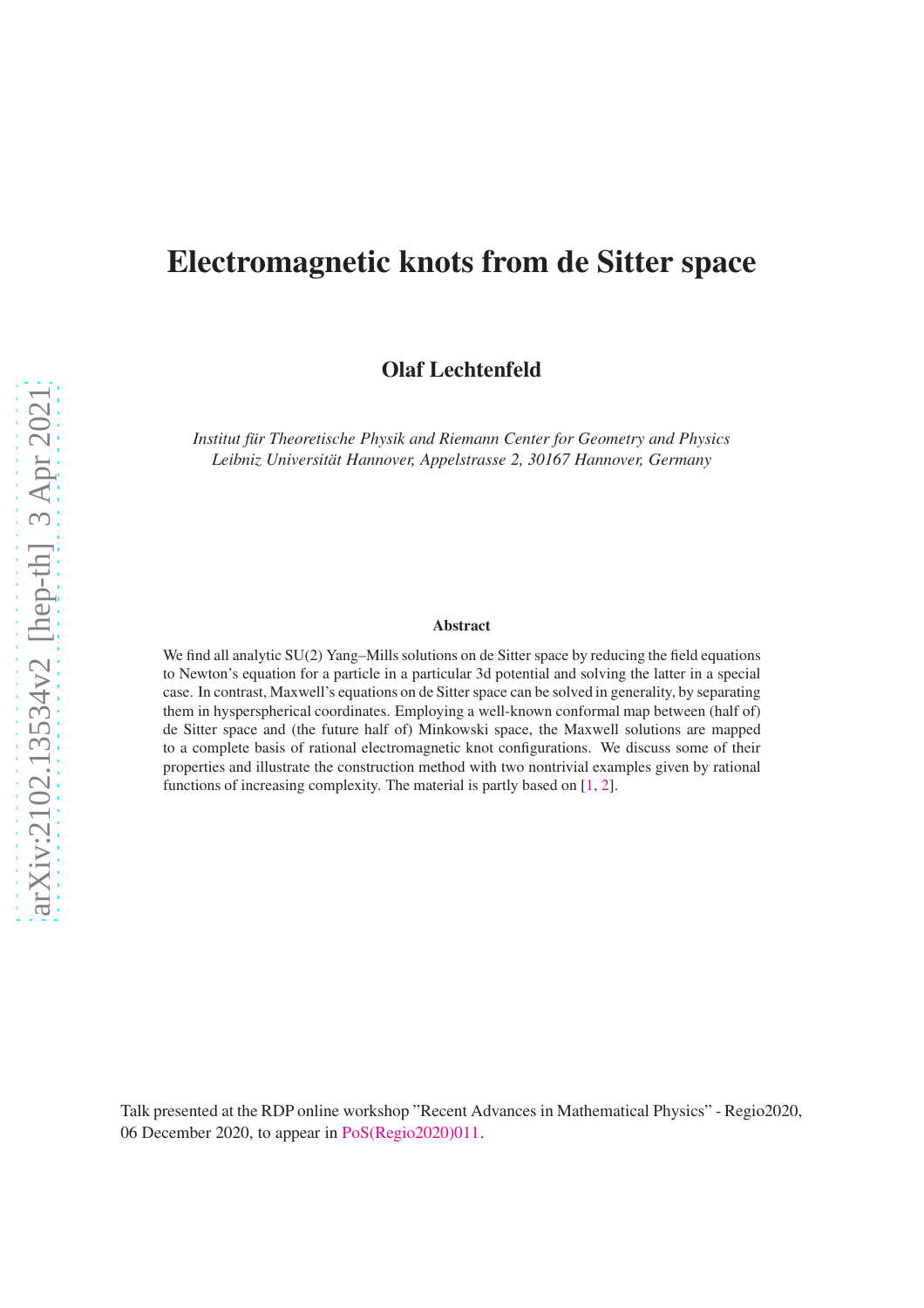# Electromagnetic knots from de Sitter space

**Olaf Lechtenfeld**

*Institut für Theoretische Physik and Riemann Center for Geometry and Physics*
*Leibniz Universität Hannover, Appelstrasse 2, 30167 Hannover, Germany*

### Abstract

We find all analytic SU(2) Yang–Mills solutions on de Sitter space by reducing the field equations to Newton's equation for a particle in a particular 3d potential and solving the latter in a special case. In contrast, Maxwell's equations on de Sitter space can be solved in generality, by separating them in hysperspherical coordinates. Employing a well-known conformal map between (half of) de Sitter space and (the future half of) Minkowski space, the Maxwell solutions are mapped to a complete basis of rational electromagnetic knot configurations. We discuss some of their properties and illustrate the construction method with two nontrivial examples given by rational functions of increasing complexity. The material is partly based on [1, 2].

Talk presented at the RDP online workshop "Recent Advances in Mathematical Physics" - Regio2020, 06 December 2020, to appear in PoS(Regio2020)011.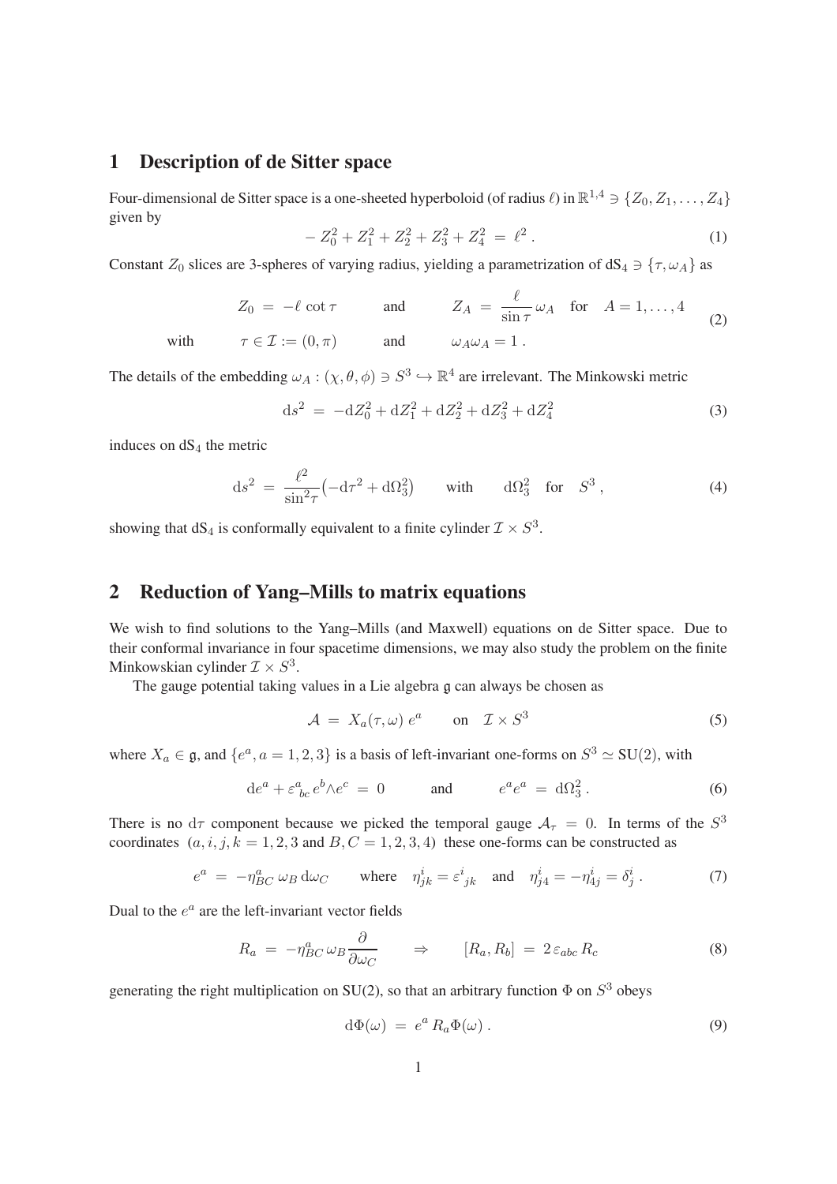## 1 Description of de Sitter space

Four-dimensional de Sitter space is a one-sheeted hyperboloid (of radius $\ell$) in $\mathbb{R}^{1,4} \ni \{Z_0, Z_1, \ldots, Z_4\}$ given by

$$- Z_0^2 + Z_1^2 + Z_2^2 + Z_3^2 + Z_4^2 \;=\; \ell^2 \,. \tag{1}$$

Constant $Z_0$ slices are 3-spheres of varying radius, yielding a parametrization of $\mathrm{dS}_4 \ni \{\tau, \omega_A\}$ as

$$\begin{aligned} &Z_0 \;=\; -\ell \cot\tau \qquad \text{and} \qquad Z_A \;=\; \frac{\ell}{\sin\tau}\,\omega_A \quad \text{for} \quad A = 1,\ldots,4 \\ \text{with} \qquad &\tau \in \mathcal{I} := (0,\pi) \qquad \text{and} \qquad \omega_A\omega_A = 1\,. \end{aligned} \tag{2}$$

The details of the embedding $\omega_A : (\chi,\theta,\phi) \ni S^3 \hookrightarrow \mathbb{R}^4$ are irrelevant. The Minkowski metric

$$\mathrm{d}s^2 \;=\; -\mathrm{d}Z_0^2 + \mathrm{d}Z_1^2 + \mathrm{d}Z_2^2 + \mathrm{d}Z_3^2 + \mathrm{d}Z_4^2 \tag{3}$$

induces on $\mathrm{dS}_4$ the metric

$$\mathrm{d}s^2 \;=\; \frac{\ell^2}{\sin^2\!\tau}\big(-\mathrm{d}\tau^2 + \mathrm{d}\Omega_3^2\big) \qquad \text{with} \qquad \mathrm{d}\Omega_3^2 \quad \text{for} \quad S^3\,, \tag{4}$$

showing that $\mathrm{dS}_4$ is conformally equivalent to a finite cylinder $\mathcal{I} \times S^3$.

## 2 Reduction of Yang–Mills to matrix equations

We wish to find solutions to the Yang–Mills (and Maxwell) equations on de Sitter space. Due to their conformal invariance in four spacetime dimensions, we may also study the problem on the finite Minkowskian cylinder $\mathcal{I} \times S^3$.

The gauge potential taking values in a Lie algebra $\mathfrak{g}$ can always be chosen as

$$\mathcal{A} \;=\; X_a(\tau,\omega)\, e^a \qquad \text{on} \quad \mathcal{I} \times S^3 \tag{5}$$

where $X_a \in \mathfrak{g}$, and $\{e^a, a = 1,2,3\}$ is a basis of left-invariant one-forms on $S^3 \simeq \mathrm{SU}(2)$, with

$$\mathrm{d}e^a + \varepsilon^a_{\ bc}\, e^b \wedge e^c \;=\; 0 \qquad \text{and} \qquad e^a e^a \;=\; \mathrm{d}\Omega_3^2\,. \tag{6}$$

There is no $\mathrm{d}\tau$ component because we picked the temporal gauge $\mathcal{A}_\tau = 0$. In terms of the $S^3$ coordinates ($a,i,j,k = 1,2,3$ and $B,C = 1,2,3,4$) these one-forms can be constructed as

$$e^a \;=\; -\eta^a_{BC}\,\omega_B\,\mathrm{d}\omega_C \qquad \text{where} \quad \eta^i_{jk} = \varepsilon^i_{\ jk} \quad \text{and} \quad \eta^i_{j4} = -\eta^i_{4j} = \delta^i_j\,. \tag{7}$$

Dual to the $e^a$ are the left-invariant vector fields

$$R_a \;=\; -\eta^a_{BC}\,\omega_B \frac{\partial}{\partial\omega_C} \qquad \Rightarrow \qquad [R_a, R_b] \;=\; 2\,\varepsilon_{abc}\,R_c \tag{8}$$

generating the right multiplication on SU(2), so that an arbitrary function $\Phi$ on $S^3$ obeys

$$\mathrm{d}\Phi(\omega) \;=\; e^a\, R_a \Phi(\omega)\,. \tag{9}$$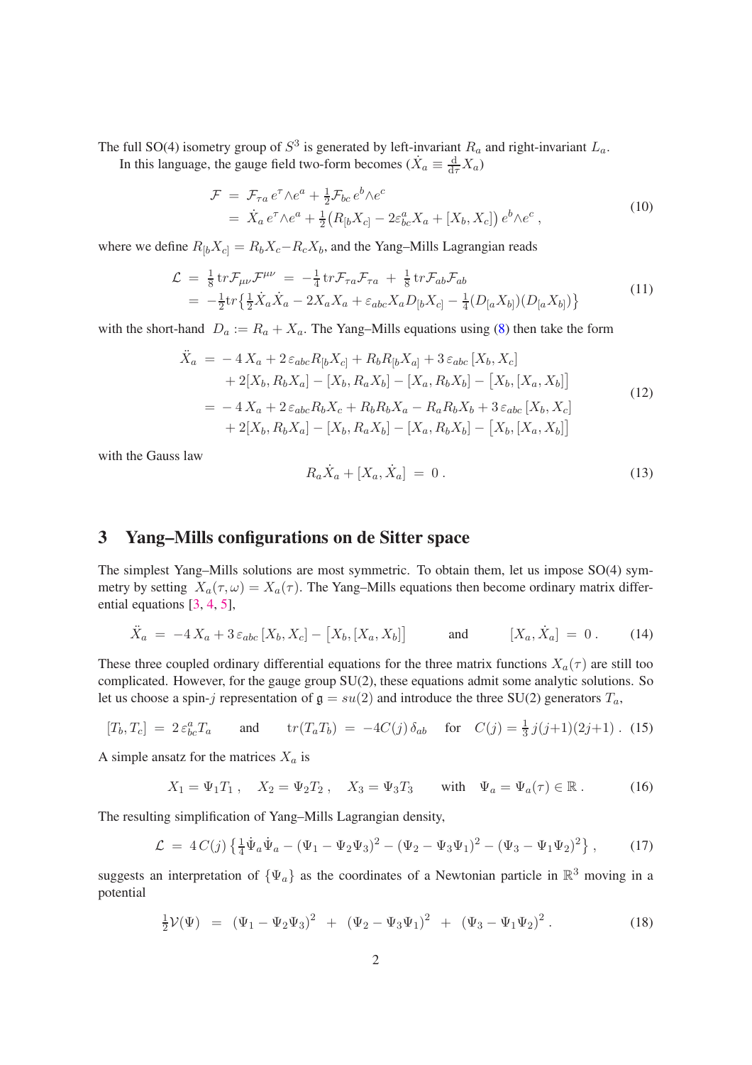The full SO(4) isometry group of $S^3$ is generated by left-invariant $R_a$ and right-invariant $L_a$.

In this language, the gauge field two-form becomes ($\dot{X}_a \equiv \frac{\mathrm{d}}{\mathrm{d}\tau} X_a$)

$$
\begin{aligned}
\mathcal{F} &= \mathcal{F}_{\tau a}\, e^\tau \wedge e^a + \tfrac{1}{2}\mathcal{F}_{bc}\, e^b \wedge e^c \\
&= \dot{X}_a\, e^\tau \wedge e^a + \tfrac{1}{2}\big(R_{[b}X_{c]} - 2\varepsilon^a_{bc}X_a + [X_b, X_c]\big)\, e^b \wedge e^c\,,
\end{aligned}
\tag{10}
$$

where we define $R_{[b}X_{c]} = R_b X_c - R_c X_b$, and the Yang–Mills Lagrangian reads

$$
\begin{aligned}
\mathcal{L} &= \tfrac{1}{8}\,\mathrm{tr}\mathcal{F}_{\mu\nu}\mathcal{F}^{\mu\nu} \;=\; -\tfrac{1}{4}\,\mathrm{tr}\mathcal{F}_{\tau a}\mathcal{F}_{\tau a} \;+\; \tfrac{1}{8}\,\mathrm{tr}\mathcal{F}_{ab}\mathcal{F}_{ab} \\
&= -\tfrac{1}{2}\mathrm{tr}\big\{\tfrac{1}{2}\dot{X}_a\dot{X}_a - 2X_aX_a + \varepsilon_{abc}X_a D_{[b}X_{c]} - \tfrac{1}{4}(D_{[a}X_{b]})(D_{[a}X_{b]})\big\}
\end{aligned}
\tag{11}
$$

with the short-hand $D_a := R_a + X_a$. The Yang–Mills equations using (8) then take the form

$$
\begin{aligned}
\ddot{X}_a &= -\,4\,X_a + 2\,\varepsilon_{abc}R_{[b}X_{c]} + R_b R_{[b}X_{a]} + 3\,\varepsilon_{abc}\,[X_b, X_c] \\
&\quad + 2[X_b, R_b X_a] - [X_b, R_a X_b] - [X_a, R_b X_b] - \big[X_b, [X_a, X_b]\big] \\
&= -\,4\,X_a + 2\,\varepsilon_{abc}R_b X_c + R_b R_b X_a - R_a R_b X_b + 3\,\varepsilon_{abc}\,[X_b, X_c] \\
&\quad + 2[X_b, R_b X_a] - [X_b, R_a X_b] - [X_a, R_b X_b] - \big[X_b, [X_a, X_b]\big]
\end{aligned}
\tag{12}
$$

with the Gauss law

$$
R_a\dot{X}_a + [X_a, \dot{X}_a] \;=\; 0\,.
\tag{13}
$$

## 3 Yang–Mills configurations on de Sitter space

The simplest Yang–Mills solutions are most symmetric. To obtain them, let us impose SO(4) symmetry by setting $X_a(\tau,\omega) = X_a(\tau)$. The Yang–Mills equations then become ordinary matrix differential equations [3, 4, 5],

$$
\ddot{X}_a \;=\; -4\,X_a + 3\,\varepsilon_{abc}\,[X_b, X_c] - \big[X_b, [X_a, X_b]\big] \qquad \text{and} \qquad [X_a, \dot{X}_a] \;=\; 0\,.
\tag{14}
$$

These three coupled ordinary differential equations for the three matrix functions $X_a(\tau)$ are still too complicated. However, for the gauge group SU(2), these equations admit some analytic solutions. So let us choose a spin-$j$ representation of $\mathfrak{g} = su(2)$ and introduce the three SU(2) generators $T_a$,

$$
[T_b, T_c] \;=\; 2\,\varepsilon^a_{bc}T_a \qquad \text{and} \qquad \mathrm{tr}(T_aT_b) \;=\; -4C(j)\,\delta_{ab} \qquad \text{for} \quad C(j) = \tfrac{1}{3}\,j(j{+}1)(2j{+}1)\,.
\tag{15}
$$

A simple ansatz for the matrices $X_a$ is

$$
X_1 = \Psi_1 T_1\,, \quad X_2 = \Psi_2 T_2\,, \quad X_3 = \Psi_3 T_3 \qquad \text{with} \quad \Psi_a = \Psi_a(\tau) \in \mathbb{R}\,.
\tag{16}
$$

The resulting simplification of Yang–Mills Lagrangian density,

$$
\mathcal{L} \;=\; 4\,C(j)\,\big\{\tfrac{1}{4}\dot{\Psi}_a\dot{\Psi}_a - (\Psi_1 - \Psi_2\Psi_3)^2 - (\Psi_2 - \Psi_3\Psi_1)^2 - (\Psi_3 - \Psi_1\Psi_2)^2\big\}\,,
\tag{17}
$$

suggests an interpretation of $\{\Psi_a\}$ as the coordinates of a Newtonian particle in $\mathbb{R}^3$ moving in a potential

$$
\tfrac{1}{2}\mathcal{V}(\Psi) \;=\; (\Psi_1 - \Psi_2\Psi_3)^2 \;+\; (\Psi_2 - \Psi_3\Psi_1)^2 \;+\; (\Psi_3 - \Psi_1\Psi_2)^2\,.
\tag{18}
$$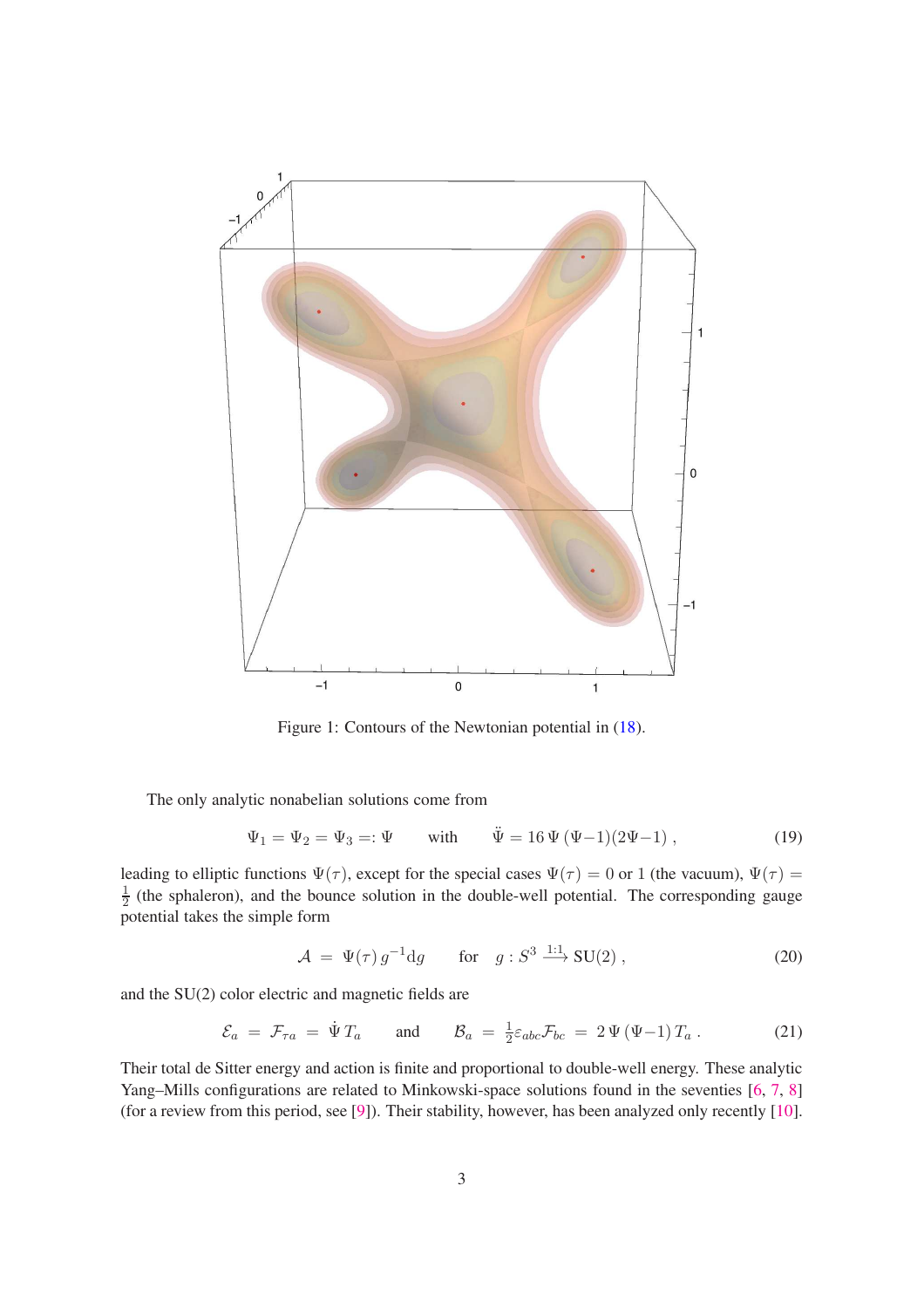Figure 1: Contours of the Newtonian potential in (18).

The only analytic nonabelian solutions come from

$$\Psi_1 = \Psi_2 = \Psi_3 =: \Psi \qquad \text{with} \qquad \ddot{\Psi} = 16\,\Psi\,(\Psi-1)(2\Psi-1)\;, \tag{19}$$

leading to elliptic functions $\Psi(\tau)$, except for the special cases $\Psi(\tau) = 0$ or $1$ (the vacuum), $\Psi(\tau) = \frac{1}{2}$ (the sphaleron), and the bounce solution in the double-well potential. The corresponding gauge potential takes the simple form

$$\mathcal{A} \;=\; \Psi(\tau)\, g^{-1}\mathrm{d}g \qquad \text{for} \quad g : S^3 \xrightarrow{1:1} \mathrm{SU}(2)\;, \tag{20}$$

and the SU(2) color electric and magnetic fields are

$$\mathcal{E}_a \;=\; \mathcal{F}_{\tau a} \;=\; \dot{\Psi}\, T_a \qquad \text{and} \qquad \mathcal{B}_a \;=\; \tfrac{1}{2}\varepsilon_{abc}\mathcal{F}_{bc} \;=\; 2\,\Psi\,(\Psi-1)\, T_a\;. \tag{21}$$

Their total de Sitter energy and action is finite and proportional to double-well energy. These analytic Yang–Mills configurations are related to Minkowski-space solutions found in the seventies [6, 7, 8] (for a review from this period, see [9]). Their stability, however, has been analyzed only recently [10].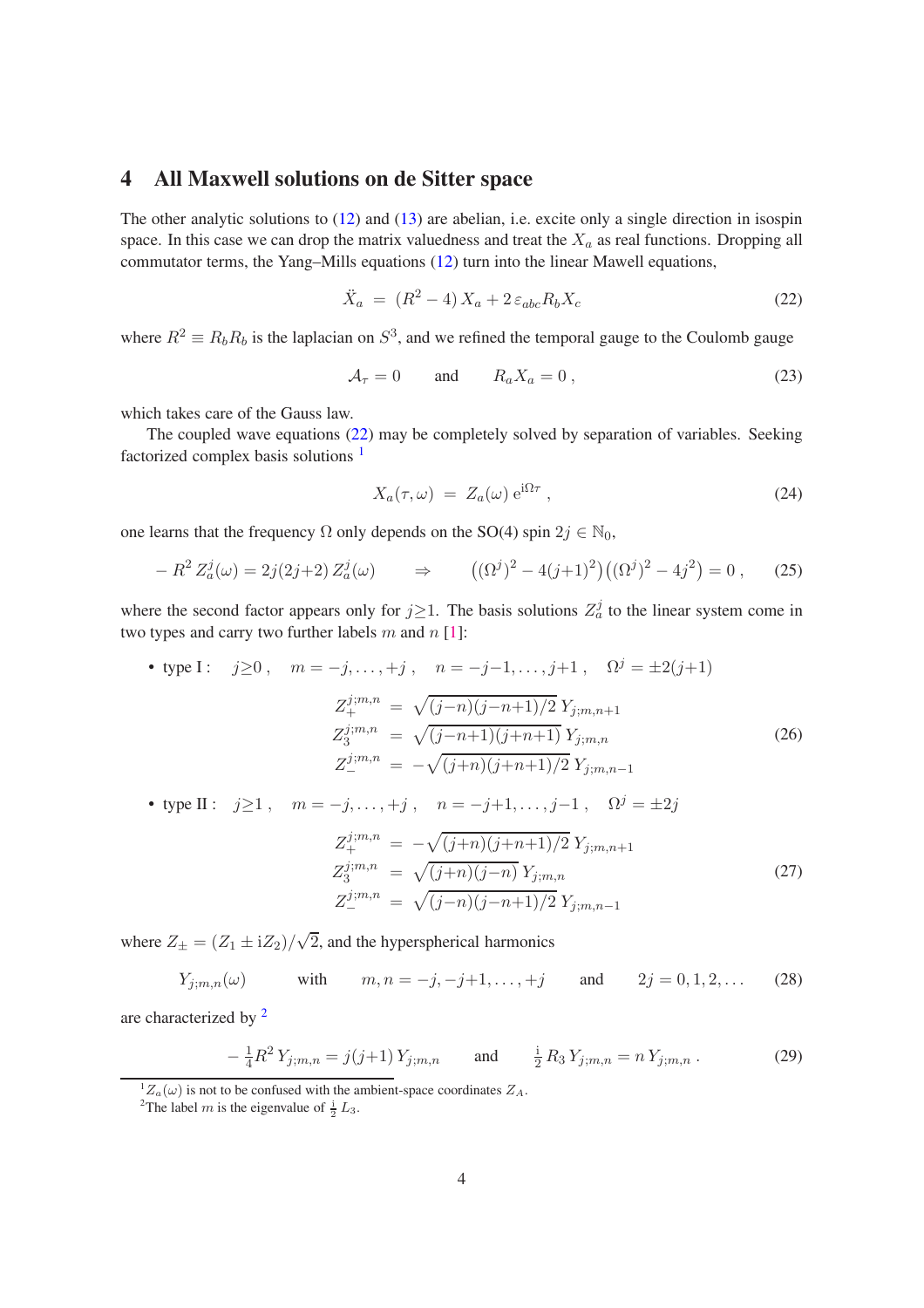## 4 All Maxwell solutions on de Sitter space

The other analytic solutions to (12) and (13) are abelian, i.e. excite only a single direction in isospin space. In this case we can drop the matrix valuedness and treat the $X_a$ as real functions. Dropping all commutator terms, the Yang–Mills equations (12) turn into the linear Mawell equations,

$$\ddot{X}_a \;=\; (R^2-4)\,X_a + 2\,\varepsilon_{abc}R_bX_c \tag{22}$$

where $R^2 \equiv R_bR_b$ is the laplacian on $S^3$, and we refined the temporal gauge to the Coulomb gauge

$$\mathcal{A}_\tau = 0 \qquad \text{and} \qquad R_aX_a = 0\,, \tag{23}$$

which takes care of the Gauss law.

The coupled wave equations (22) may be completely solved by separation of variables. Seeking factorized complex basis solutions [1]

$$X_a(\tau,\omega) \;=\; Z_a(\omega)\,\mathrm{e}^{\mathrm{i}\Omega\tau}\,, \tag{24}$$

one learns that the frequency $\Omega$ only depends on the SO(4) spin $2j \in \mathbb{N}_0$,

$$-\,R^2\,Z_a^j(\omega) = 2j(2j{+}2)\,Z_a^j(\omega) \qquad\Rightarrow\qquad \bigl((\Omega^j)^2-4(j{+}1)^2\bigr)\bigl((\Omega^j)^2-4j^2\bigr)=0\,, \tag{25}$$

where the second factor appears only for $j{\ge}1$. The basis solutions $Z_a^j$ to the linear system come in two types and carry two further labels $m$ and $n$ [1]:

- type I : $\quad j{\ge}0\,,\quad m=-j,\dots,+j\,,\quad n=-j{-}1,\dots,j{+}1\,,\quad \Omega^j=\pm2(j{+}1)$

$$\begin{aligned} Z_+^{j;m,n} &= \sqrt{(j{-}n)(j{-}n{+}1)/2}\;Y_{j;m,n+1}\\ Z_3^{j;m,n} &= \sqrt{(j{-}n{+}1)(j{+}n{+}1)}\;Y_{j;m,n}\\ Z_-^{j;m,n} &= -\sqrt{(j{+}n)(j{+}n{+}1)/2}\;Y_{j;m,n-1} \end{aligned} \tag{26}$$

- type II : $\quad j{\ge}1\,,\quad m=-j,\dots,+j\,,\quad n=-j{+}1,\dots,j{-}1\,,\quad \Omega^j=\pm2j$

$$\begin{aligned} Z_+^{j;m,n} &= -\sqrt{(j{+}n)(j{+}n{+}1)/2}\;Y_{j;m,n+1}\\ Z_3^{j;m,n} &= \sqrt{(j{+}n)(j{-}n)}\;Y_{j;m,n}\\ Z_-^{j;m,n} &= \sqrt{(j{-}n)(j{-}n{+}1)/2}\;Y_{j;m,n-1} \end{aligned} \tag{27}$$

where $Z_\pm=(Z_1\pm\mathrm{i}Z_2)/\sqrt{2}$, and the hyperspherical harmonics

$$Y_{j;m,n}(\omega) \qquad\text{with}\qquad m,n=-j,-j{+}1,\dots,+j \qquad\text{and}\qquad 2j=0,1,2,\dots \tag{28}$$

are characterized by [2]

$$-\,\tfrac14 R^2\,Y_{j;m,n}=j(j{+}1)\,Y_{j;m,n} \qquad\text{and}\qquad \tfrac{\mathrm{i}}{2}\,R_3\,Y_{j;m,n}=n\,Y_{j;m,n}\,. \tag{29}$$

---

[1] $Z_a(\omega)$ is not to be confused with the ambient-space coordinates $Z_A$.

[2] The label $m$ is the eigenvalue of $\frac{\mathrm{i}}{2}\,L_3$.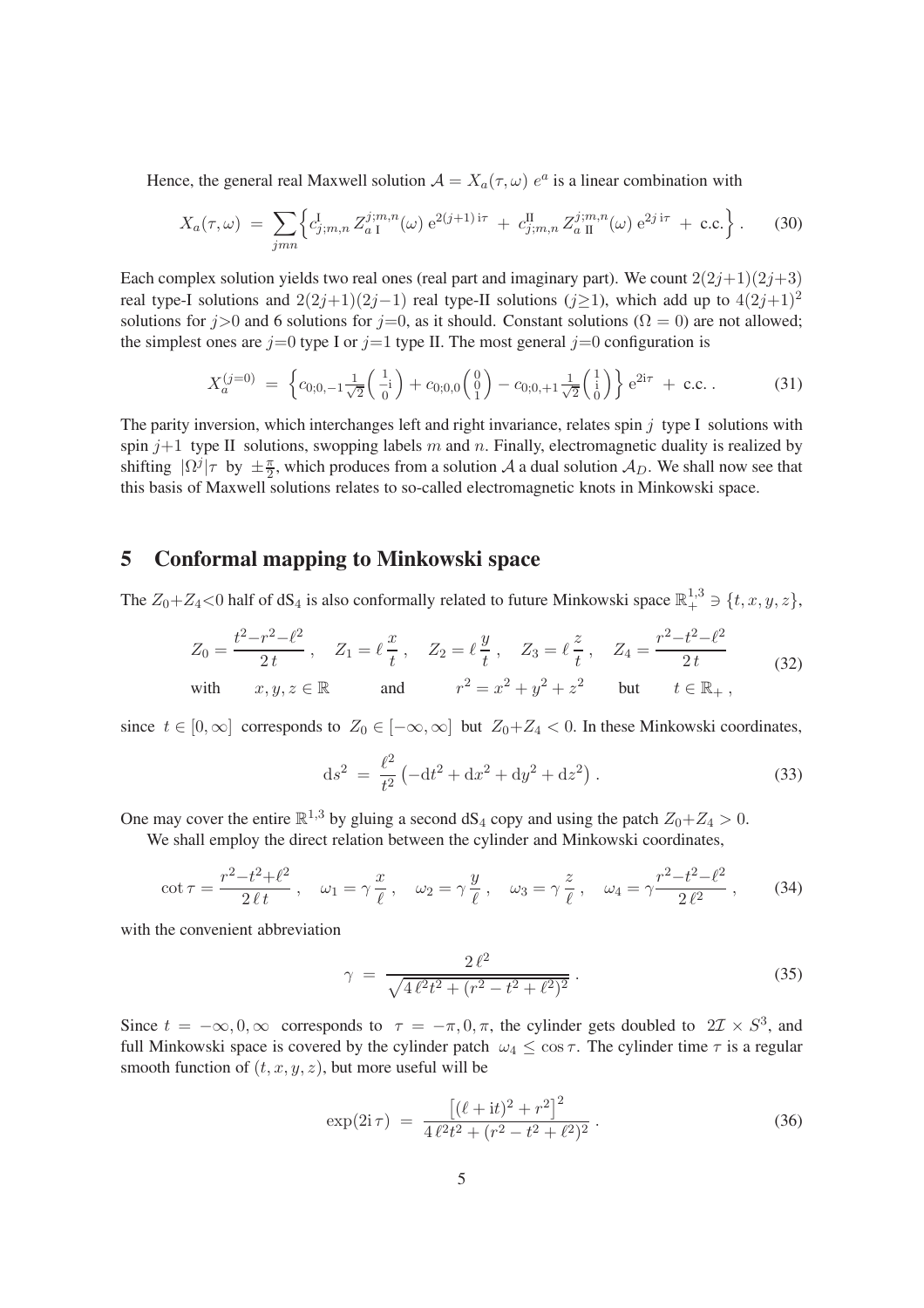Hence, the general real Maxwell solution $\mathcal{A} = X_a(\tau,\omega)\, e^a$ is a linear combination with

$$
X_a(\tau,\omega) \;=\; \sum_{jmn} \Bigl\{ c^{\mathrm{I}}_{j;m,n}\, Z^{j;m,n}_{a\;\mathrm{I}}(\omega)\, \mathrm{e}^{2(j+1)\,\mathrm{i}\tau} \;+\; c^{\mathrm{II}}_{j;m,n}\, Z^{j;m,n}_{a\;\mathrm{II}}(\omega)\, \mathrm{e}^{2j\,\mathrm{i}\tau} \;+\; \text{c.c.} \Bigr\}\,. \tag{30}
$$

Each complex solution yields two real ones (real part and imaginary part). We count $2(2j{+}1)(2j{+}3)$ real type-I solutions and $2(2j{+}1)(2j{-}1)$ real type-II solutions ($j{\ge}1$), which add up to $4(2j{+}1)^2$ solutions for $j{>}0$ and 6 solutions for $j{=}0$, as it should. Constant solutions ($\Omega = 0$) are not allowed; the simplest ones are $j{=}0$ type I or $j{=}1$ type II. The most general $j{=}0$ configuration is

$$
X^{(j=0)}_a \;=\; \Bigl\{ c_{0;0,-1} \tfrac{1}{\sqrt{2}} \Bigl(\begin{smallmatrix} 1 \\ -\mathrm{i} \\ 0 \end{smallmatrix}\Bigr) + c_{0;0,0} \Bigl(\begin{smallmatrix} 0 \\ 0 \\ 1 \end{smallmatrix}\Bigr) - c_{0;0,+1} \tfrac{1}{\sqrt{2}} \Bigl(\begin{smallmatrix} 1 \\ \mathrm{i} \\ 0 \end{smallmatrix}\Bigr) \Bigr\}\, \mathrm{e}^{2\mathrm{i}\tau} \;+\; \text{c.c.}\,. \tag{31}
$$

The parity inversion, which interchanges left and right invariance, relates spin $j$ type I solutions with spin $j{+}1$ type II solutions, swopping labels $m$ and $n$. Finally, electromagnetic duality is realized by shifting $|\Omega^j|\tau$ by $\pm\frac{\pi}{2}$, which produces from a solution $\mathcal{A}$ a dual solution $\mathcal{A}_D$. We shall now see that this basis of Maxwell solutions relates to so-called electromagnetic knots in Minkowski space.

## 5 Conformal mapping to Minkowski space

The $Z_0{+}Z_4{<}0$ half of $\mathrm{dS}_4$ is also conformally related to future Minkowski space $\mathbb{R}^{1,3}_+ \ni \{t,x,y,z\}$,

$$
\begin{aligned}
&Z_0 = \frac{t^2{-}r^2{-}\ell^2}{2\,t}\,, \quad Z_1 = \ell\,\frac{x}{t}\,, \quad Z_2 = \ell\,\frac{y}{t}\,, \quad Z_3 = \ell\,\frac{z}{t}\,, \quad Z_4 = \frac{r^2{-}t^2{-}\ell^2}{2\,t} \\
&\text{with} \qquad x,y,z \in \mathbb{R} \qquad \text{and} \qquad r^2 = x^2+y^2+z^2 \qquad \text{but} \qquad t \in \mathbb{R}_+\,,
\end{aligned} \tag{32}
$$

since $t \in [0,\infty]$ corresponds to $Z_0 \in [-\infty,\infty]$ but $Z_0{+}Z_4 < 0$. In these Minkowski coordinates,

$$
\mathrm{d}s^2 \;=\; \frac{\ell^2}{t^2}\left(-\mathrm{d}t^2 + \mathrm{d}x^2 + \mathrm{d}y^2 + \mathrm{d}z^2\right). \tag{33}
$$

One may cover the entire $\mathbb{R}^{1,3}$ by gluing a second $\mathrm{dS}_4$ copy and using the patch $Z_0{+}Z_4 > 0$.

We shall employ the direct relation between the cylinder and Minkowski coordinates,

$$
\cot\tau = \frac{r^2{-}t^2{+}\ell^2}{2\,\ell\,t}\,, \quad \omega_1 = \gamma\,\frac{x}{\ell}\,, \quad \omega_2 = \gamma\,\frac{y}{\ell}\,, \quad \omega_3 = \gamma\,\frac{z}{\ell}\,, \quad \omega_4 = \gamma\frac{r^2{-}t^2{-}\ell^2}{2\,\ell^2}\,, \tag{34}
$$

with the convenient abbreviation

$$
\gamma \;=\; \frac{2\,\ell^2}{\sqrt{4\,\ell^2 t^2 + (r^2-t^2+\ell^2)^2}}\,. \tag{35}
$$

Since $t = -\infty, 0, \infty$ corresponds to $\tau = -\pi, 0, \pi$, the cylinder gets doubled to $2\mathcal{I} \times S^3$, and full Minkowski space is covered by the cylinder patch $\omega_4 \le \cos\tau$. The cylinder time $\tau$ is a regular smooth function of $(t,x,y,z)$, but more useful will be

$$
\exp(2\mathrm{i}\,\tau) \;=\; \frac{\bigl[(\ell+\mathrm{i}t)^2 + r^2\bigr]^2}{4\,\ell^2 t^2 + (r^2-t^2+\ell^2)^2}\,. \tag{36}
$$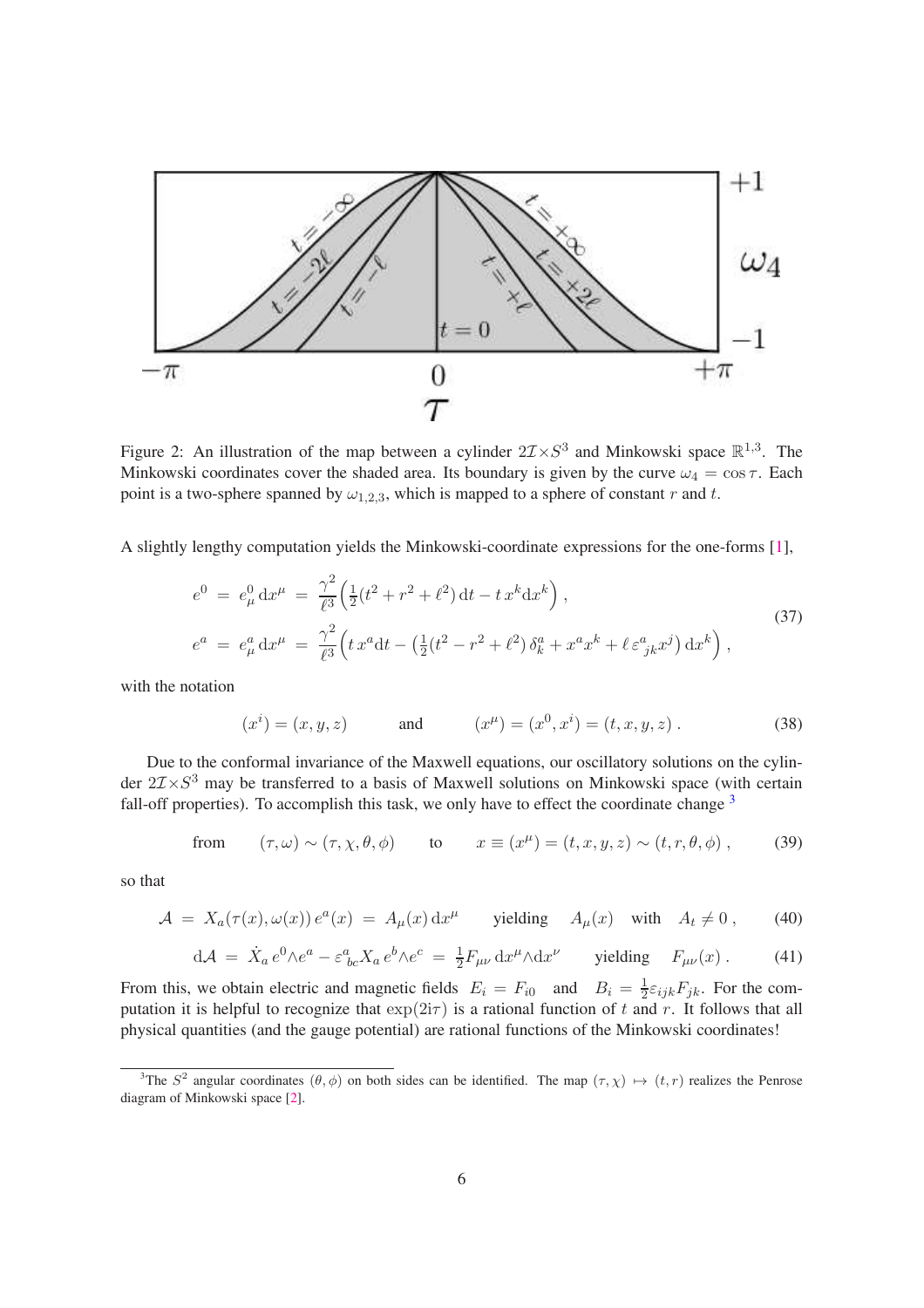Figure 2: An illustration of the map between a cylinder $2\mathcal{I}\times S^3$ and Minkowski space $\mathbb{R}^{1,3}$. The Minkowski coordinates cover the shaded area. Its boundary is given by the curve $\omega_4 = \cos\tau$. Each point is a two-sphere spanned by $\omega_{1,2,3}$, which is mapped to a sphere of constant $r$ and $t$.

A slightly lengthy computation yields the Minkowski-coordinate expressions for the one-forms [1],

$$
\begin{aligned}
e^0 \;&=\; e^0_\mu\,\mathrm{d}x^\mu \;=\; \frac{\gamma^2}{\ell^3}\Big(\tfrac12(t^2+r^2+\ell^2)\,\mathrm{d}t - t\,x^k\mathrm{d}x^k\Big)\,, \\
e^a \;&=\; e^a_\mu\,\mathrm{d}x^\mu \;=\; \frac{\gamma^2}{\ell^3}\Big(t\,x^a\mathrm{d}t - \big(\tfrac12(t^2-r^2+\ell^2)\,\delta^a_k + x^a x^k + \ell\,\varepsilon^a_{\ jk}x^j\big)\,\mathrm{d}x^k\Big)\,,
\end{aligned}
\tag{37}
$$

with the notation

$$
(x^i)=(x,y,z) \qquad\text{and}\qquad (x^\mu)=(x^0,x^i)=(t,x,y,z)\,. \tag{38}
$$

Due to the conformal invariance of the Maxwell equations, our oscillatory solutions on the cylinder $2\mathcal{I}\times S^3$ may be transferred to a basis of Maxwell solutions on Minkowski space (with certain fall-off properties). To accomplish this task, we only have to effect the coordinate change [3]

$$
\text{from}\qquad (\tau,\omega)\sim(\tau,\chi,\theta,\phi) \qquad\text{to}\qquad x\equiv(x^\mu)=(t,x,y,z)\sim(t,r,\theta,\phi)\,, \tag{39}
$$

so that

$$
\mathcal{A} \;=\; X_a(\tau(x),\omega(x))\,e^a(x) \;=\; A_\mu(x)\,\mathrm{d}x^\mu \qquad\text{yielding}\quad A_\mu(x)\quad\text{with}\quad A_t\neq 0\,, \tag{40}
$$

$$
\mathrm{d}\mathcal{A} \;=\; \dot{X}_a\,e^0\wedge e^a - \varepsilon^a_{\ bc}X_a\,e^b\wedge e^c \;=\; \tfrac12 F_{\mu\nu}\,\mathrm{d}x^\mu\wedge\mathrm{d}x^\nu \qquad\text{yielding}\quad F_{\mu\nu}(x)\,. \tag{41}
$$

From this, we obtain electric and magnetic fields $E_i = F_{i0}$ and $B_i = \frac12\varepsilon_{ijk}F_{jk}$. For the computation it is helpful to recognize that $\exp(2\mathrm{i}\tau)$ is a rational function of $t$ and $r$. It follows that all physical quantities (and the gauge potential) are rational functions of the Minkowski coordinates!

[3] The $S^2$ angular coordinates $(\theta,\phi)$ on both sides can be identified. The map $(\tau,\chi)\mapsto(t,r)$ realizes the Penrose diagram of Minkowski space [2].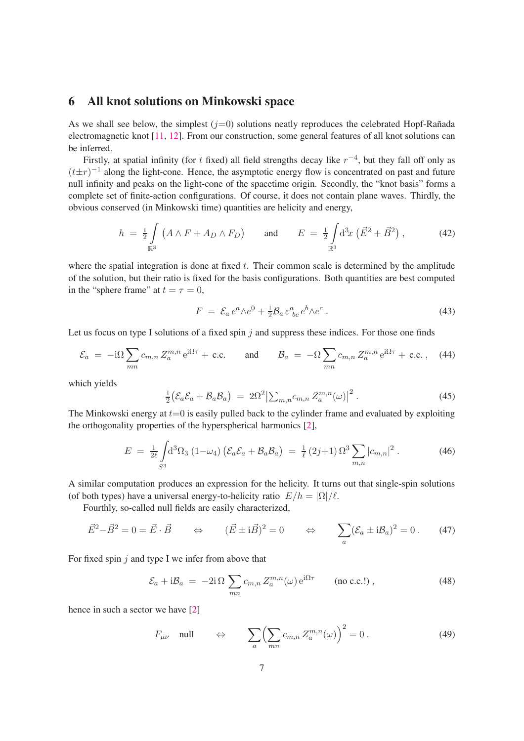## 6 All knot solutions on Minkowski space

As we shall see below, the simplest ($j$=0) solutions neatly reproduces the celebrated Hopf-Rañada electromagnetic knot [11, 12]. From our construction, some general features of all knot solutions can be inferred.

Firstly, at spatial infinity (for $t$ fixed) all field strengths decay like $r^{-4}$, but they fall off only as $(t{\pm}r)^{-1}$ along the light-cone. Hence, the asymptotic energy flow is concentrated on past and future null infinity and peaks on the light-cone of the spacetime origin. Secondly, the "knot basis" forms a complete set of finite-action configurations. Of course, it does not contain plane waves. Thirdly, the obvious conserved (in Minkowski time) quantities are helicity and energy,

$$h \;=\; \tfrac12 \int_{\mathbb{R}^3} \big(A\wedge F + A_D\wedge F_D\big) \qquad\text{and}\qquad E \;=\; \tfrac12 \int_{\mathbb{R}^3} \mathrm{d}^3x\ \big(\vec{E}^2+\vec{B}^2\big)\ , \tag{42}$$

where the spatial integration is done at fixed $t$. Their common scale is determined by the amplitude of the solution, but their ratio is fixed for the basis configurations. Both quantities are best computed in the "sphere frame" at $t=\tau=0$,

$$F \;=\; \mathcal{E}_a\, e^a{\wedge}e^0 + \tfrac12 \mathcal{B}_a\, \varepsilon^a_{\ bc}\, e^b{\wedge}e^c\ . \tag{43}$$

Let us focus on type I solutions of a fixed spin $j$ and suppress these indices. For those one finds

$$\mathcal{E}_a \;=\; -\mathrm{i}\Omega \sum_{mn} c_{m,n}\, Z^{m,n}_a\, \mathrm{e}^{\mathrm{i}\Omega\tau} + \text{c.c.} \qquad\text{and}\qquad \mathcal{B}_a \;=\; -\Omega \sum_{mn} c_{m,n}\, Z^{m,n}_a\, \mathrm{e}^{\mathrm{i}\Omega\tau} + \text{c.c.}\ , \tag{44}$$

which yields

$$\tfrac12\big(\mathcal{E}_a\mathcal{E}_a+\mathcal{B}_a\mathcal{B}_a\big) \;=\; 2\Omega^2\big|\textstyle\sum_{m,n} c_{m,n}\, Z^{m,n}_a(\omega)\big|^2\ . \tag{45}$$

The Minkowski energy at $t$=0 is easily pulled back to the cylinder frame and evaluated by exploiting the orthogonality properties of the hyperspherical harmonics [2],

$$E \;=\; \tfrac{1}{2\ell}\int_{S^3} \mathrm{d}^3\Omega_3\ (1{-}\omega_4)\,\big(\mathcal{E}_a\mathcal{E}_a+\mathcal{B}_a\mathcal{B}_a\big) \;=\; \tfrac{1}{\ell}\,(2j{+}1)\,\Omega^3 \sum_{m,n} |c_{m,n}|^2\ . \tag{46}$$

A similar computation produces an expression for the helicity. It turns out that single-spin solutions (of both types) have a universal energy-to-helicity ratio $E/h = |\Omega|/\ell$.

Fourthly, so-called null fields are easily characterized,

$$\vec{E}^2{-}\vec{B}^2 = 0 = \vec{E}\cdot\vec{B} \qquad\Leftrightarrow\qquad (\vec{E}\pm\mathrm{i}\vec{B})^2 = 0 \qquad\Leftrightarrow\qquad \sum_a (\mathcal{E}_a \pm \mathrm{i}\mathcal{B}_a)^2 = 0\ . \tag{47}$$

For fixed spin $j$ and type I we infer from above that

$$\mathcal{E}_a + \mathrm{i}\mathcal{B}_a \;=\; -2\mathrm{i}\,\Omega \sum_{mn} c_{m,n}\, Z^{m,n}_a(\omega)\, \mathrm{e}^{\mathrm{i}\Omega\tau} \qquad \text{(no c.c.!)}\ , \tag{48}$$

hence in such a sector we have [2]

$$F_{\mu\nu}\quad \text{null} \qquad\Leftrightarrow\qquad \sum_a \Big(\sum_{mn} c_{m,n}\, Z^{m,n}_a(\omega)\Big)^2 = 0\ . \tag{49}$$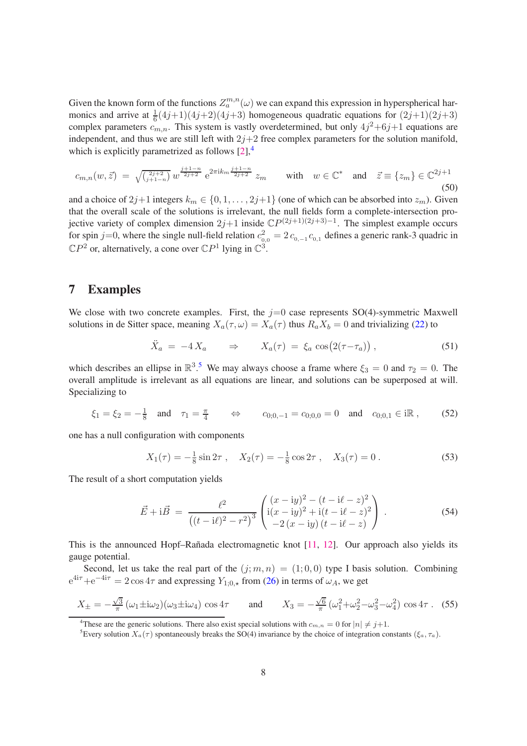Given the known form of the functions $Z_a^{m,n}(\omega)$ we can expand this expression in hyperspherical harmonics and arrive at $\frac{1}{6}(4j{+}1)(4j{+}2)(4j{+}3)$ homogeneous quadratic equations for $(2j{+}1)(2j{+}3)$ complex parameters $c_{m,n}$. This system is vastly overdetermined, but only $4j^2{+}6j{+}1$ equations are independent, and thus we are still left with $2j{+}2$ free complex parameters for the solution manifold, which is explicitly parametrized as follows [2],[4]

$$
c_{m,n}(w,\vec{z}) \;=\; \sqrt{\tbinom{2j+2}{j+1-n}}\; w^{\frac{j+1-n}{2j+2}}\; \mathrm{e}^{2\pi\mathrm{i}k_m\frac{j+1-n}{2j+2}}\; z_m \qquad \text{with} \quad w\in\mathbb{C}^* \quad \text{and} \quad \vec{z}\equiv\{z_m\}\in\mathbb{C}^{2j+1} \tag{50}
$$

and a choice of $2j{+}1$ integers $k_m\in\{0,1,\ldots,2j{+}1\}$ (one of which can be absorbed into $z_m$). Given that the overall scale of the solutions is irrelevant, the null fields form a complete-intersection projective variety of complex dimension $2j{+}1$ inside $\mathbb{C}P^{(2j+1)(2j+3)-1}$. The simplest example occurs for spin $j{=}0$, where the single null-field relation $c_{0,0}^2 = 2\,c_{0,-1}c_{0,1}$ defines a generic rank-3 quadric in $\mathbb{C}P^2$ or, alternatively, a cone over $\mathbb{C}P^1$ lying in $\mathbb{C}^3$.

## 7 Examples

We close with two concrete examples. First, the $j{=}0$ case represents SO(4)-symmetric Maxwell solutions in de Sitter space, meaning $X_a(\tau,\omega)=X_a(\tau)$ thus $R_aX_b=0$ and trivializing (22) to

$$
\ddot{X}_a \;=\; -4\,X_a \qquad \Rightarrow \qquad X_a(\tau) \;=\; \xi_a\,\cos\bigl(2(\tau-\tau_a)\bigr)\;, \tag{51}
$$

which describes an ellipse in $\mathbb{R}^3$.[5] We may always choose a frame where $\xi_3=0$ and $\tau_2=0$. The overall amplitude is irrelevant as all equations are linear, and solutions can be superposed at will. Specializing to

$$
\xi_1=\xi_2=-\tfrac{1}{8} \quad \text{and} \quad \tau_1=\tfrac{\pi}{4} \qquad \Leftrightarrow \qquad c_{0;0,-1}=c_{0;0,0}=0 \quad \text{and} \quad c_{0;0,1}\in\mathrm{i}\mathbb{R}\;, \tag{52}
$$

one has a null configuration with components

$$
X_1(\tau)=-\tfrac{1}{8}\sin 2\tau\;,\quad X_2(\tau)=-\tfrac{1}{8}\cos 2\tau\;,\quad X_3(\tau)=0\;. \tag{53}
$$

The result of a short computation yields

$$
\vec{E}+\mathrm{i}\vec{B} \;=\; \frac{\ell^2}{\bigl((t-\mathrm{i}\ell)^2-r^2\bigr)^3}\begin{pmatrix}(x-\mathrm{i}y)^2-(t-\mathrm{i}\ell-z)^2\\ \mathrm{i}(x-\mathrm{i}y)^2+\mathrm{i}(t-\mathrm{i}\ell-z)^2\\ -2\,(x-\mathrm{i}y)\,(t-\mathrm{i}\ell-z)\end{pmatrix}\;. \tag{54}
$$

This is the announced Hopf–Rañada electromagnetic knot [11, 12]. Our approach also yields its gauge potential.

Second, let us take the real part of the $(j;m,n)=(1;0,0)$ type I basis solution. Combining $\mathrm{e}^{4\mathrm{i}\tau}{+}\mathrm{e}^{-4\mathrm{i}\tau}=2\cos 4\tau$ and expressing $Y_{1;0,\star}$ from (26) in terms of $\omega_A$, we get

$$
X_\pm=-\tfrac{\sqrt{3}}{\pi}\,(\omega_1{\pm}\mathrm{i}\omega_2)(\omega_3{\pm}\mathrm{i}\omega_4)\,\cos 4\tau \qquad \text{and} \qquad X_3=-\tfrac{\sqrt{6}}{\pi}\,(\omega_1^2{+}\omega_2^2{-}\omega_3^2{-}\omega_4^2)\,\cos 4\tau\;. \tag{55}
$$

[4] These are the generic solutions. There also exist special solutions with $c_{m,n}=0$ for $|n|\neq j{+}1$.

[5] Every solution $X_a(\tau)$ spontaneously breaks the SO(4) invariance by the choice of integration constants $(\xi_a,\tau_a)$.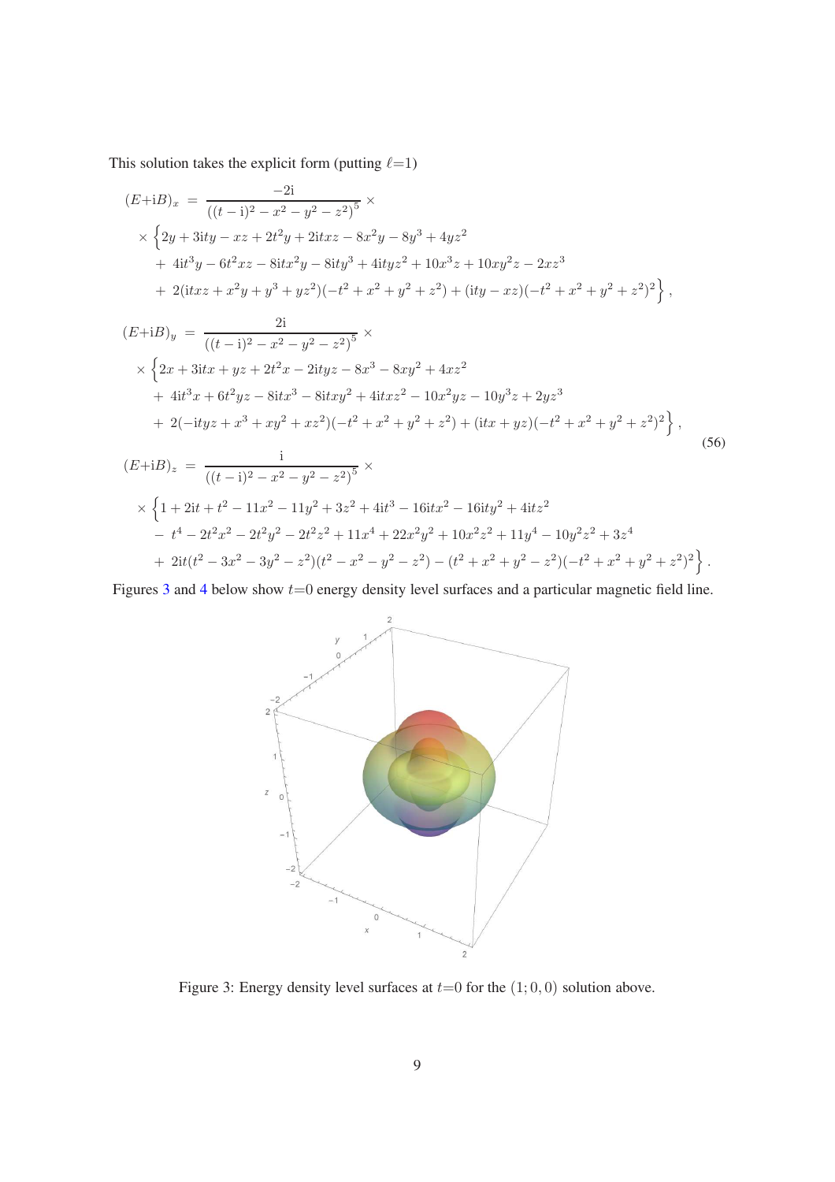This solution takes the explicit form (putting $\ell$=1)

$$
\begin{aligned}
(E{+}\mathrm{i}B)_x \;&=\; \frac{-2\mathrm{i}}{\left((t-\mathrm{i})^2-x^2-y^2-z^2\right)^5}\times \\
&\times\Big\{2y+3\mathrm{i}ty-xz+2t^2y+2\mathrm{i}txz-8x^2y-8y^3+4yz^2 \\
&+\;4\mathrm{i}t^3y-6t^2xz-8\mathrm{i}tx^2y-8\mathrm{i}ty^3+4\mathrm{i}tyz^2+10x^3z+10xy^2z-2xz^3 \\
&+\;2(\mathrm{i}txz+x^2y+y^3+yz^2)(-t^2+x^2+y^2+z^2)+(\mathrm{i}ty-xz)(-t^2+x^2+y^2+z^2)^2\Big\}\,, \\
(E{+}\mathrm{i}B)_y \;&=\; \frac{2\mathrm{i}}{\left((t-\mathrm{i})^2-x^2-y^2-z^2\right)^5}\times \\
&\times\Big\{2x+3\mathrm{i}tx+yz+2t^2x-2\mathrm{i}tyz-8x^3-8xy^2+4xz^2 \\
&+\;4\mathrm{i}t^3x+6t^2yz-8\mathrm{i}tx^3-8\mathrm{i}txy^2+4\mathrm{i}txz^2-10x^2yz-10y^3z+2yz^3 \\
&+\;2(-\mathrm{i}tyz+x^3+xy^2+xz^2)(-t^2+x^2+y^2+z^2)+(\mathrm{i}tx+yz)(-t^2+x^2+y^2+z^2)^2\Big\}\,, \\
(E{+}\mathrm{i}B)_z \;&=\; \frac{\mathrm{i}}{\left((t-\mathrm{i})^2-x^2-y^2-z^2\right)^5}\times \\
&\times\Big\{1+2\mathrm{i}t+t^2-11x^2-11y^2+3z^2+4\mathrm{i}t^3-16\mathrm{i}tx^2-16\mathrm{i}ty^2+4\mathrm{i}tz^2 \\
&-\;t^4-2t^2x^2-2t^2y^2-2t^2z^2+11x^4+22x^2y^2+10x^2z^2+11y^4-10y^2z^2+3z^4 \\
&+\;2\mathrm{i}t(t^2-3x^2-3y^2-z^2)(t^2-x^2-y^2-z^2)-(t^2+x^2+y^2-z^2)(-t^2+x^2+y^2+z^2)^2\Big\}\,.
\end{aligned}
\tag{56}
$$

Figures 3 and 4 below show $t$=0 energy density level surfaces and a particular magnetic field line.

Figure 3: Energy density level surfaces at $t$=0 for the $(1;0,0)$ solution above.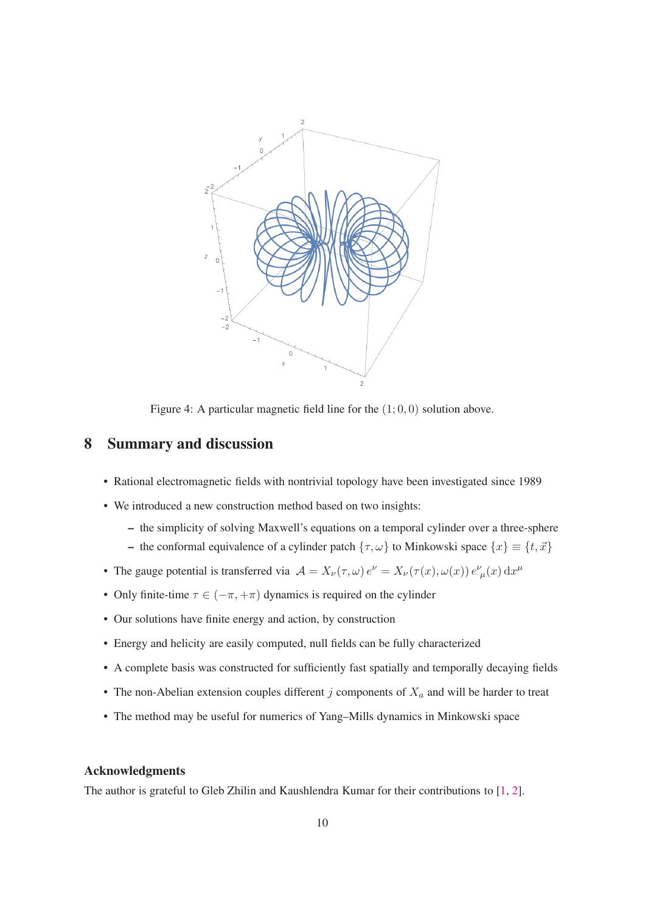Figure 4: A particular magnetic field line for the $(1;0,0)$ solution above.

## 8 Summary and discussion

- Rational electromagnetic fields with nontrivial topology have been investigated since 1989
- We introduced a new construction method based on two insights:
  - the simplicity of solving Maxwell's equations on a temporal cylinder over a three-sphere
  - the conformal equivalence of a cylinder patch $\{\tau,\omega\}$ to Minkowski space $\{x\} \equiv \{t,\vec{x}\}$
- The gauge potential is transferred via $\mathcal{A} = X_\nu(\tau,\omega)\, e^\nu = X_\nu(\tau(x),\omega(x))\, e^\nu{}_\mu(x)\, \mathrm{d}x^\mu$
- Only finite-time $\tau \in (-\pi,+\pi)$ dynamics is required on the cylinder
- Our solutions have finite energy and action, by construction
- Energy and helicity are easily computed, null fields can be fully characterized
- A complete basis was constructed for sufficiently fast spatially and temporally decaying fields
- The non-Abelian extension couples different $j$ components of $X_a$ and will be harder to treat
- The method may be useful for numerics of Yang–Mills dynamics in Minkowski space

### Acknowledgments

The author is grateful to Gleb Zhilin and Kaushlendra Kumar for their contributions to [1, 2].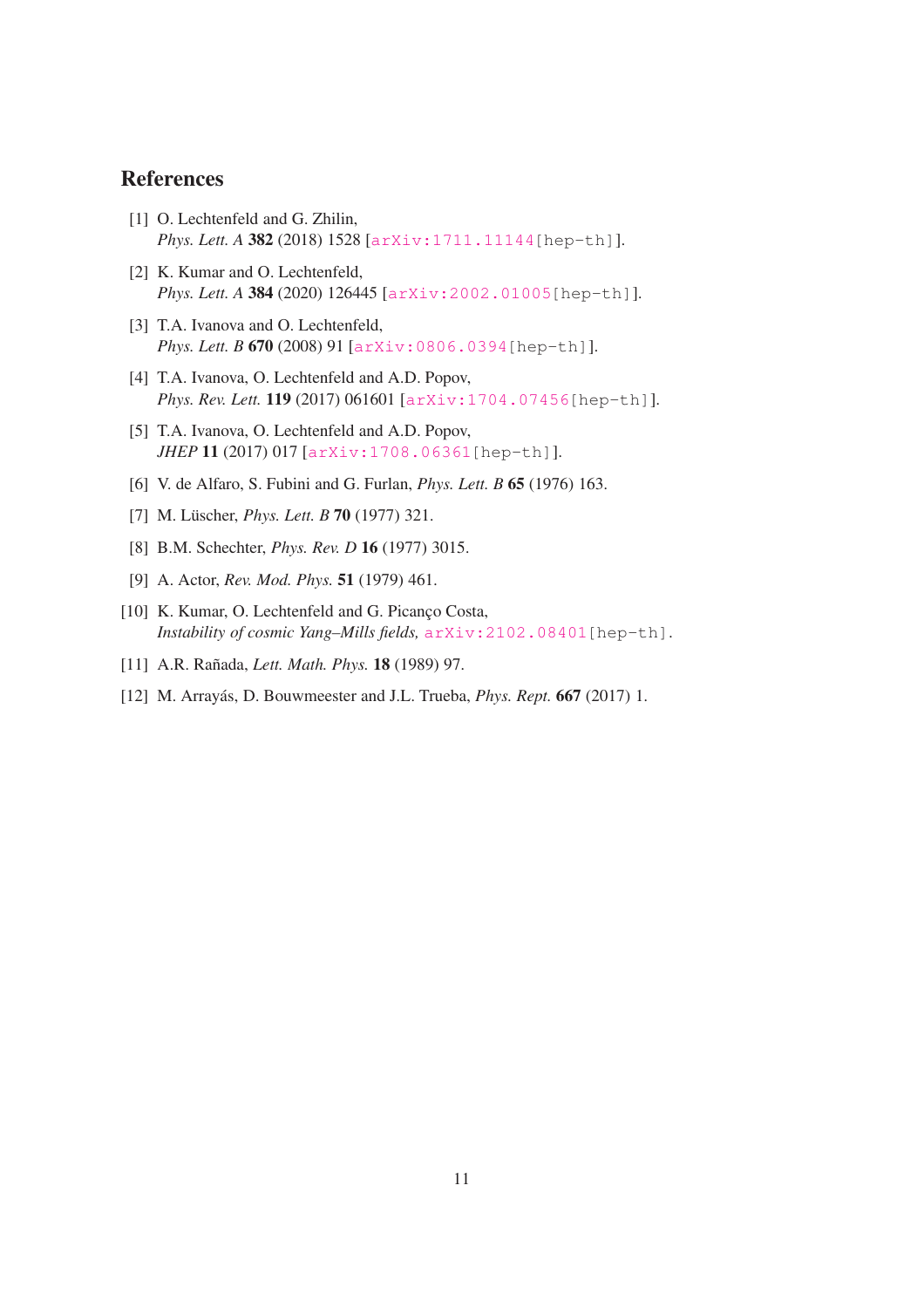## References

[1] O. Lechtenfeld and G. Zhilin, *Phys. Lett. A* **382** (2018) 1528 [arXiv:1711.11144[hep-th]].

[2] K. Kumar and O. Lechtenfeld, *Phys. Lett. A* **384** (2020) 126445 [arXiv:2002.01005[hep-th]].

[3] T.A. Ivanova and O. Lechtenfeld, *Phys. Lett. B* **670** (2008) 91 [arXiv:0806.0394[hep-th]].

[4] T.A. Ivanova, O. Lechtenfeld and A.D. Popov, *Phys. Rev. Lett.* **119** (2017) 061601 [arXiv:1704.07456[hep-th]].

[5] T.A. Ivanova, O. Lechtenfeld and A.D. Popov, *JHEP* **11** (2017) 017 [arXiv:1708.06361[hep-th]].

[6] V. de Alfaro, S. Fubini and G. Furlan, *Phys. Lett. B* **65** (1976) 163.

[7] M. Lüscher, *Phys. Lett. B* **70** (1977) 321.

[8] B.M. Schechter, *Phys. Rev. D* **16** (1977) 3015.

[9] A. Actor, *Rev. Mod. Phys.* **51** (1979) 461.

[10] K. Kumar, O. Lechtenfeld and G. Picanço Costa, *Instability of cosmic Yang–Mills fields,* arXiv:2102.08401[hep-th].

[11] A.R. Rañada, *Lett. Math. Phys.* **18** (1989) 97.

[12] M. Arrayás, D. Bouwmeester and J.L. Trueba, *Phys. Rept.* **667** (2017) 1.